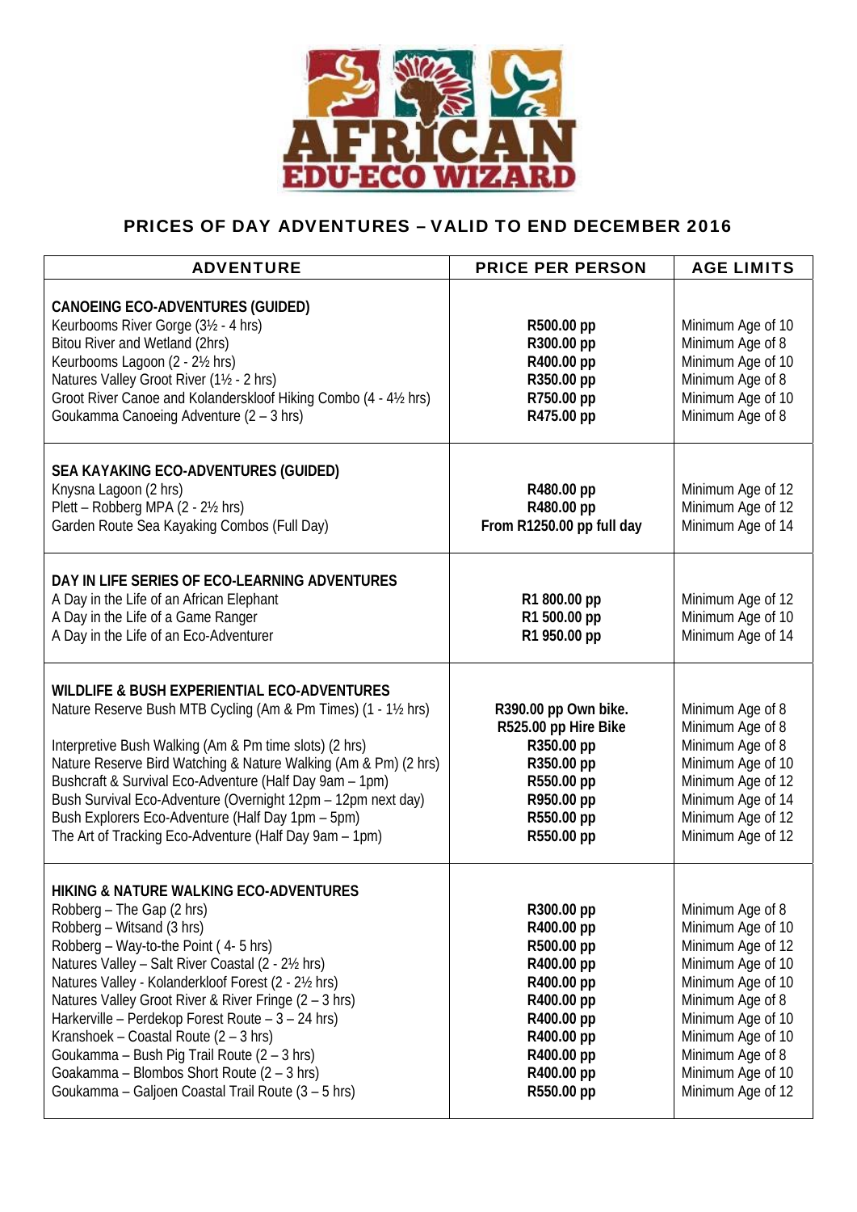# AFRICAN EDU-ECO WIZARD

## PRICES OF DAY ADVENTURES – VALID TO END DECEMBER 2016

| ADVENTURE | PRICE PER PERSON | AGE LIMITS |
|---|---|---|
| **CANOEING ECO-ADVENTURES (GUIDED)** | | |
| Keurbooms River Gorge (3½ - 4 hrs) | **R500.00 pp** | Minimum Age of 10 |
| Bitou River and Wetland (2hrs) | **R300.00 pp** | Minimum Age of 8 |
| Keurbooms Lagoon (2 - 2½ hrs) | **R400.00 pp** | Minimum Age of 10 |
| Natures Valley Groot River (1½ - 2 hrs) | **R350.00 pp** | Minimum Age of 8 |
| Groot River Canoe and Kolanderskloof Hiking Combo (4 - 4½ hrs) | **R750.00 pp** | Minimum Age of 10 |
| Goukamma Canoeing Adventure (2 – 3 hrs) | **R475.00 pp** | Minimum Age of 8 |
| **SEA KAYAKING ECO-ADVENTURES (GUIDED)** | | |
| Knysna Lagoon (2 hrs) | **R480.00 pp** | Minimum Age of 12 |
| Plett – Robberg MPA (2 - 2½ hrs) | **R480.00 pp** | Minimum Age of 12 |
| Garden Route Sea Kayaking Combos (Full Day) | **From R1250.00 pp full day** | Minimum Age of 14 |
| **DAY IN LIFE SERIES OF ECO-LEARNING ADVENTURES** | | |
| A Day in the Life of an African Elephant | **R1 800.00 pp** | Minimum Age of 12 |
| A Day in the Life of a Game Ranger | **R1 500.00 pp** | Minimum Age of 10 |
| A Day in the Life of an Eco-Adventurer | **R1 950.00 pp** | Minimum Age of 14 |
| **WILDLIFE & BUSH EXPERIENTIAL ECO-ADVENTURES** | | |
| Nature Reserve Bush MTB Cycling (Am & Pm Times) (1 - 1½ hrs) | **R390.00 pp Own bike.** | Minimum Age of 8 |
| | **R525.00 pp Hire Bike** | Minimum Age of 8 |
| Interpretive Bush Walking (Am & Pm time slots) (2 hrs) | **R350.00 pp** | Minimum Age of 8 |
| Nature Reserve Bird Watching & Nature Walking (Am & Pm) (2 hrs) | **R350.00 pp** | Minimum Age of 10 |
| Bushcraft & Survival Eco-Adventure (Half Day 9am – 1pm) | **R550.00 pp** | Minimum Age of 12 |
| Bush Survival Eco-Adventure (Overnight 12pm – 12pm next day) | **R950.00 pp** | Minimum Age of 14 |
| Bush Explorers Eco-Adventure (Half Day 1pm – 5pm) | **R550.00 pp** | Minimum Age of 12 |
| The Art of Tracking Eco-Adventure (Half Day 9am – 1pm) | **R550.00 pp** | Minimum Age of 12 |
| **HIKING & NATURE WALKING ECO-ADVENTURES** | | |
| Robberg – The Gap (2 hrs) | **R300.00 pp** | Minimum Age of 8 |
| Robberg – Witsand (3 hrs) | **R400.00 pp** | Minimum Age of 10 |
| Robberg – Way-to-the Point ( 4- 5 hrs) | **R500.00 pp** | Minimum Age of 12 |
| Natures Valley – Salt River Coastal (2 - 2½ hrs) | **R400.00 pp** | Minimum Age of 10 |
| Natures Valley - Kolanderkloof Forest (2 - 2½ hrs) | **R400.00 pp** | Minimum Age of 10 |
| Natures Valley Groot River & River Fringe (2 – 3 hrs) | **R400.00 pp** | Minimum Age of 8 |
| Harkerville – Perdekop Forest Route – 3 – 24 hrs) | **R400.00 pp** | Minimum Age of 10 |
| Kranshoek – Coastal Route (2 – 3 hrs) | **R400.00 pp** | Minimum Age of 10 |
| Goukamma – Bush Pig Trail Route (2 – 3 hrs) | **R400.00 pp** | Minimum Age of 8 |
| Goakamma – Blombos Short Route (2 – 3 hrs) | **R400.00 pp** | Minimum Age of 10 |
| Goukamma – Galjoen Coastal Trail Route (3 – 5 hrs) | **R550.00 pp** | Minimum Age of 12 |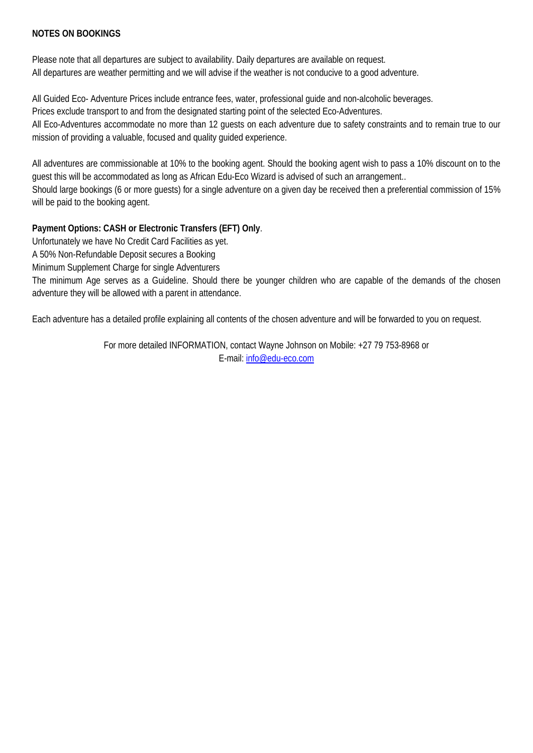**NOTES ON BOOKINGS**

Please note that all departures are subject to availability. Daily departures are available on request.
All departures are weather permitting and we will advise if the weather is not conducive to a good adventure.

All Guided Eco- Adventure Prices include entrance fees, water, professional guide and non-alcoholic beverages.
Prices exclude transport to and from the designated starting point of the selected Eco-Adventures.
All Eco-Adventures accommodate no more than 12 guests on each adventure due to safety constraints and to remain true to our mission of providing a valuable, focused and quality guided experience.

All adventures are commissionable at 10% to the booking agent. Should the booking agent wish to pass a 10% discount on to the guest this will be accommodated as long as African Edu-Eco Wizard is advised of such an arrangement..
Should large bookings (6 or more guests) for a single adventure on a given day be received then a preferential commission of 15% will be paid to the booking agent.

**Payment Options: CASH or Electronic Transfers (EFT) Only**.
Unfortunately we have No Credit Card Facilities as yet.
A 50% Non-Refundable Deposit secures a Booking
Minimum Supplement Charge for single Adventurers
The minimum Age serves as a Guideline. Should there be younger children who are capable of the demands of the chosen adventure they will be allowed with a parent in attendance.

Each adventure has a detailed profile explaining all contents of the chosen adventure and will be forwarded to you on request.

For more detailed INFORMATION, contact Wayne Johnson on Mobile: +27 79 753-8968 or
E-mail: info@edu-eco.com